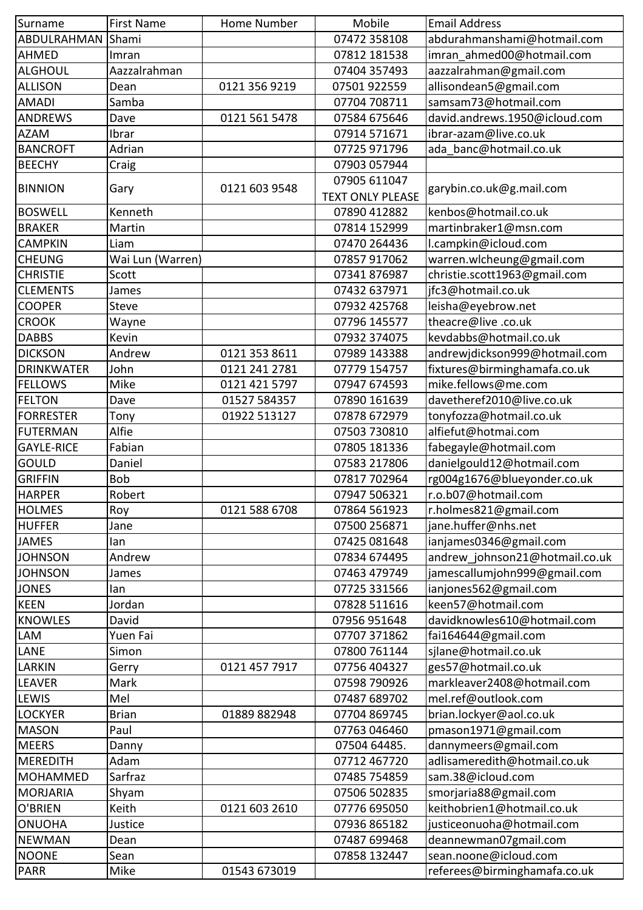| Surname | First Name | Home Number | Mobile | Email Address |
| --- | --- | --- | --- | --- |
| ABDULRAHMAN | Shami | | 07472 358108 | abdurahmanshami@hotmail.com |
| AHMED | Imran | | 07812 181538 | imran_ahmed00@hotmail.com |
| ALGHOUL | Aazzalrahman | | 07404 357493 | aazzalrahman@gmail.com |
| ALLISON | Dean | 0121 356 9219 | 07501 922559 | allisondean5@gmail.com |
| AMADI | Samba | | 07704 708711 | samsam73@hotmail.com |
| ANDREWS | Dave | 0121 561 5478 | 07584 675646 | david.andrews.1950@icloud.com |
| AZAM | Ibrar | | 07914 571671 | ibrar-azam@live.co.uk |
| BANCROFT | Adrian | | 07725 971796 | ada_banc@hotmail.co.uk |
| BEECHY | Craig | | 07903 057944 | |
| BINNION | Gary | 0121 603 9548 | 07905 611047 TEXT ONLY PLEASE | garybin.co.uk@g.mail.com |
| BOSWELL | Kenneth | | 07890 412882 | kenbos@hotmail.co.uk |
| BRAKER | Martin | | 07814 152999 | martinbraker1@msn.com |
| CAMPKIN | Liam | | 07470 264436 | l.campkin@icloud.com |
| CHEUNG | Wai Lun (Warren) | | 07857 917062 | warren.wlcheung@gmail.com |
| CHRISTIE | Scott | | 07341 876987 | christie.scott1963@gmail.com |
| CLEMENTS | James | | 07432 637971 | jfc3@hotmail.co.uk |
| COOPER | Steve | | 07932 425768 | leisha@eyebrow.net |
| CROOK | Wayne | | 07796 145577 | theacre@live .co.uk |
| DABBS | Kevin | | 07932 374075 | kevdabbs@hotmail.co.uk |
| DICKSON | Andrew | 0121 353 8611 | 07989 143388 | andrewjdickson999@hotmail.com |
| DRINKWATER | John | 0121 241 2781 | 07779 154757 | fixtures@birminghamafa.co.uk |
| FELLOWS | Mike | 0121 421 5797 | 07947 674593 | mike.fellows@me.com |
| FELTON | Dave | 01527 584357 | 07890 161639 | davetheref2010@live.co.uk |
| FORRESTER | Tony | 01922 513127 | 07878 672979 | tonyfozza@hotmail.co.uk |
| FUTERMAN | Alfie | | 07503 730810 | alfiefut@hotmai.com |
| GAYLE-RICE | Fabian | | 07805 181336 | fabegayle@hotmail.com |
| GOULD | Daniel | | 07583 217806 | danielgould12@hotmail.com |
| GRIFFIN | Bob | | 07817 702964 | rg004g1676@blueyonder.co.uk |
| HARPER | Robert | | 07947 506321 | r.o.b07@hotmail.com |
| HOLMES | Roy | 0121 588 6708 | 07864 561923 | r.holmes821@gmail.com |
| HUFFER | Jane | | 07500 256871 | jane.huffer@nhs.net |
| JAMES | Ian | | 07425 081648 | ianjames0346@gmail.com |
| JOHNSON | Andrew | | 07834 674495 | andrew_johnson21@hotmail.co.uk |
| JOHNSON | James | | 07463 479749 | jamescallumjohn999@gmail.com |
| JONES | Ian | | 07725 331566 | ianjones562@gmail.com |
| KEEN | Jordan | | 07828 511616 | keen57@hotmail.com |
| KNOWLES | David | | 07956 951648 | davidknowles610@hotmail.com |
| LAM | Yuen Fai | | 07707 371862 | fai164644@gmail.com |
| LANE | Simon | | 07800 761144 | sjlane@hotmail.co.uk |
| LARKIN | Gerry | 0121 457 7917 | 07756 404327 | ges57@hotmail.co.uk |
| LEAVER | Mark | | 07598 790926 | markleaver2408@hotmail.com |
| LEWIS | Mel | | 07487 689702 | mel.ref@outlook.com |
| LOCKYER | Brian | 01889 882948 | 07704 869745 | brian.lockyer@aol.co.uk |
| MASON | Paul | | 07763 046460 | pmason1971@gmail.com |
| MEERS | Danny | | 07504 64485. | dannymeers@gmail.com |
| MEREDITH | Adam | | 07712 467720 | adlisameredith@hotmail.co.uk |
| MOHAMMED | Sarfraz | | 07485 754859 | sam.38@icloud.com |
| MORJARIA | Shyam | | 07506 502835 | smorjaria88@gmail.com |
| O'BRIEN | Keith | 0121 603 2610 | 07776 695050 | keithobrien1@hotmail.co.uk |
| ONUOHA | Justice | | 07936 865182 | justiceonuoha@hotmail.com |
| NEWMAN | Dean | | 07487 699468 | deannewman07gmail.com |
| NOONE | Sean | | 07858 132447 | sean.noone@icloud.com |
| PARR | Mike | 01543 673019 | | referees@birminghamafa.co.uk |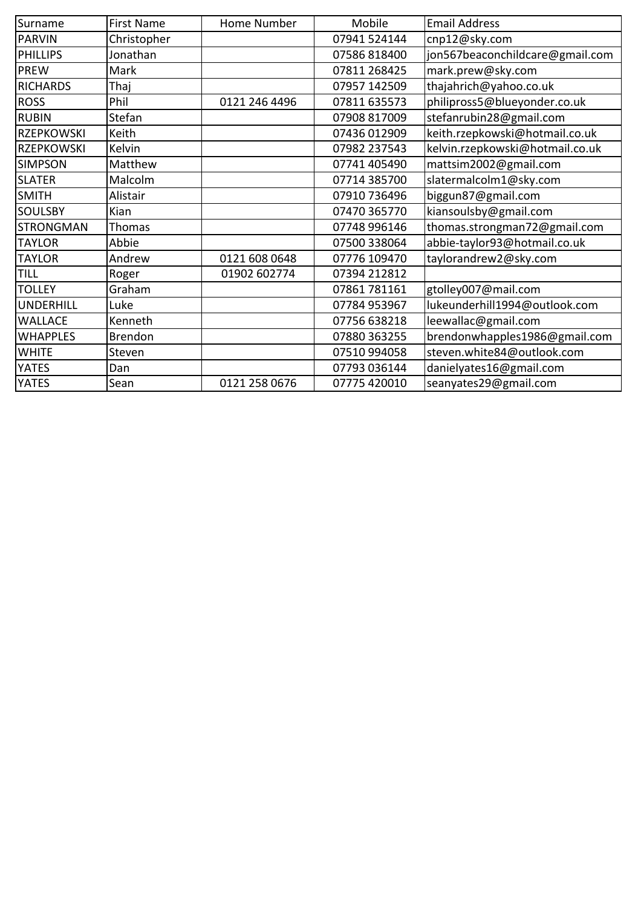| Surname | First Name | Home Number | Mobile | Email Address |
|---|---|---|---|---|
| PARVIN | Christopher | | 07941 524144 | cnp12@sky.com |
| PHILLIPS | Jonathan | | 07586 818400 | jon567beaconchildcare@gmail.com |
| PREW | Mark | | 07811 268425 | mark.prew@sky.com |
| RICHARDS | Thaj | | 07957 142509 | thajahrich@yahoo.co.uk |
| ROSS | Phil | 0121 246 4496 | 07811 635573 | philipross5@blueyonder.co.uk |
| RUBIN | Stefan | | 07908 817009 | stefanrubin28@gmail.com |
| RZEPKOWSKI | Keith | | 07436 012909 | keith.rzepkowski@hotmail.co.uk |
| RZEPKOWSKI | Kelvin | | 07982 237543 | kelvin.rzepkowski@hotmail.co.uk |
| SIMPSON | Matthew | | 07741 405490 | mattsim2002@gmail.com |
| SLATER | Malcolm | | 07714 385700 | slatermalcolm1@sky.com |
| SMITH | Alistair | | 07910 736496 | biggun87@gmail.com |
| SOULSBY | Kian | | 07470 365770 | kiansoulsby@gmail.com |
| STRONGMAN | Thomas | | 07748 996146 | thomas.strongman72@gmail.com |
| TAYLOR | Abbie | | 07500 338064 | abbie-taylor93@hotmail.co.uk |
| TAYLOR | Andrew | 0121 608 0648 | 07776 109470 | taylorandrew2@sky.com |
| TILL | Roger | 01902 602774 | 07394 212812 | |
| TOLLEY | Graham | | 07861 781161 | gtolley007@mail.com |
| UNDERHILL | Luke | | 07784 953967 | lukeunderhill1994@outlook.com |
| WALLACE | Kenneth | | 07756 638218 | leewallac@gmail.com |
| WHAPPLES | Brendon | | 07880 363255 | brendonwhapples1986@gmail.com |
| WHITE | Steven | | 07510 994058 | steven.white84@outlook.com |
| YATES | Dan | | 07793 036144 | danielyates16@gmail.com |
| YATES | Sean | 0121 258 0676 | 07775 420010 | seanyates29@gmail.com |